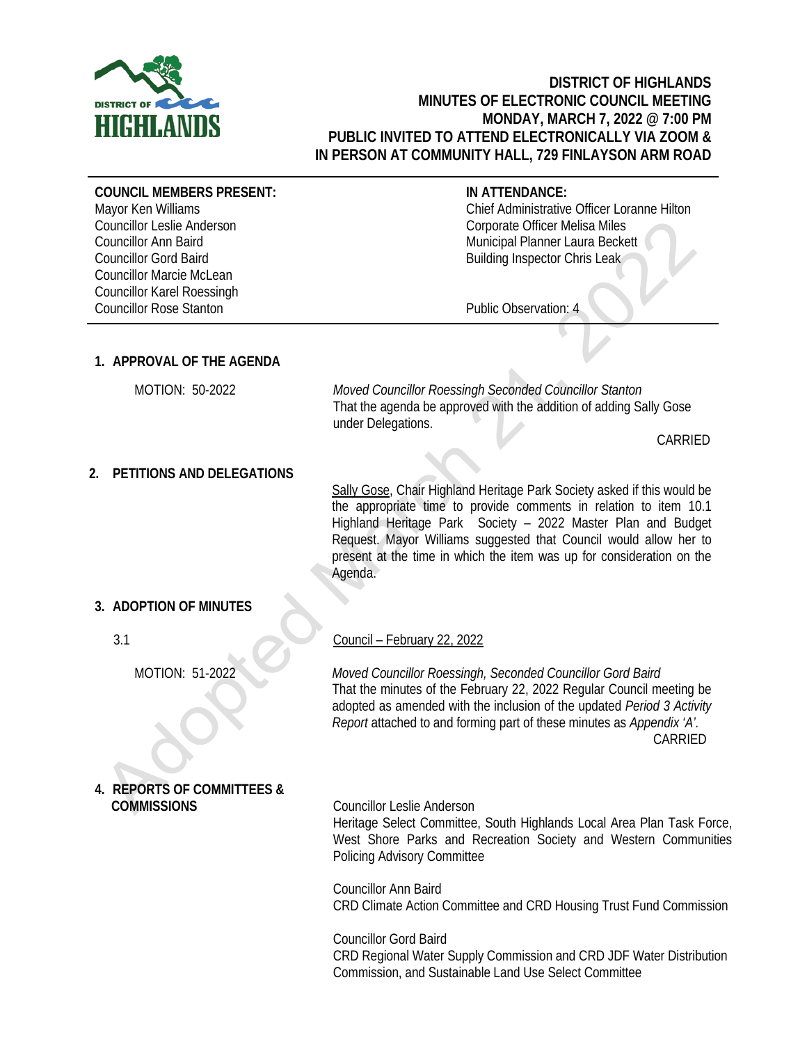# DISTRICT OF HIGHLANDS
## MINUTES OF ELECTRONIC COUNCIL MEETING
## MONDAY, MARCH 7, 2022 @ 7:00 PM
## PUBLIC INVITED TO ATTEND ELECTRONICALLY VIA ZOOM & IN PERSON AT COMMUNITY HALL, 729 FINLAYSON ARM ROAD

**COUNCIL MEMBERS PRESENT:**
Mayor Ken Williams
Councillor Leslie Anderson
Councillor Ann Baird
Councillor Gord Baird
Councillor Marcie McLean
Councillor Karel Roessingh
Councillor Rose Stanton

**IN ATTENDANCE:**
Chief Administrative Officer Loranne Hilton
Corporate Officer Melisa Miles
Municipal Planner Laura Beckett
Building Inspector Chris Leak

Public Observation: 4

## 1. APPROVAL OF THE AGENDA

MOTION: 50-2022

*Moved Councillor Roessingh Seconded Councillor Stanton*
That the agenda be approved with the addition of adding Sally Gose under Delegations.

CARRIED

## 2. PETITIONS AND DELEGATIONS

Sally Gose, Chair Highland Heritage Park Society asked if this would be the appropriate time to provide comments in relation to item 10.1 Highland Heritage Park Society – 2022 Master Plan and Budget Request. Mayor Williams suggested that Council would allow her to present at the time in which the item was up for consideration on the Agenda.

## 3. ADOPTION OF MINUTES

3.1 Council – February 22, 2022

MOTION: 51-2022

*Moved Councillor Roessingh, Seconded Councillor Gord Baird*
That the minutes of the February 22, 2022 Regular Council meeting be adopted as amended with the inclusion of the updated *Period 3 Activity Report* attached to and forming part of these minutes as *Appendix 'A'.*

CARRIED

## 4. REPORTS OF COMMITTEES & COMMISSIONS

Councillor Leslie Anderson
Heritage Select Committee, South Highlands Local Area Plan Task Force, West Shore Parks and Recreation Society and Western Communities Policing Advisory Committee

Councillor Ann Baird
CRD Climate Action Committee and CRD Housing Trust Fund Commission

Councillor Gord Baird
CRD Regional Water Supply Commission and CRD JDF Water Distribution Commission, and Sustainable Land Use Select Committee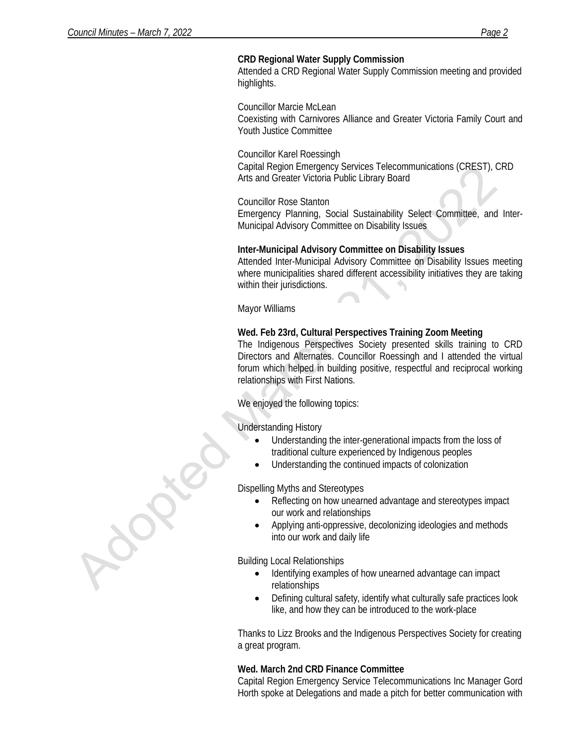**CRD Regional Water Supply Commission**
Attended a CRD Regional Water Supply Commission meeting and provided highlights.

Councillor Marcie McLean
Coexisting with Carnivores Alliance and Greater Victoria Family Court and Youth Justice Committee

Councillor Karel Roessingh
Capital Region Emergency Services Telecommunications (CREST), CRD Arts and Greater Victoria Public Library Board

Councillor Rose Stanton
Emergency Planning, Social Sustainability Select Committee, and Inter-Municipal Advisory Committee on Disability Issues

**Inter-Municipal Advisory Committee on Disability Issues**
Attended Inter-Municipal Advisory Committee on Disability Issues meeting where municipalities shared different accessibility initiatives they are taking within their jurisdictions.

Mayor Williams

**Wed. Feb 23rd, Cultural Perspectives Training Zoom Meeting**
The Indigenous Perspectives Society presented skills training to CRD Directors and Alternates. Councillor Roessingh and I attended the virtual forum which helped in building positive, respectful and reciprocal working relationships with First Nations.

We enjoyed the following topics:

Understanding History

- Understanding the inter-generational impacts from the loss of traditional culture experienced by Indigenous peoples
- Understanding the continued impacts of colonization

Dispelling Myths and Stereotypes

- Reflecting on how unearned advantage and stereotypes impact our work and relationships
- Applying anti-oppressive, decolonizing ideologies and methods into our work and daily life

Building Local Relationships

- Identifying examples of how unearned advantage can impact relationships
- Defining cultural safety, identify what culturally safe practices look like, and how they can be introduced to the work-place

Thanks to Lizz Brooks and the Indigenous Perspectives Society for creating a great program.

**Wed. March 2nd CRD Finance Committee**
Capital Region Emergency Service Telecommunications Inc Manager Gord Horth spoke at Delegations and made a pitch for better communication with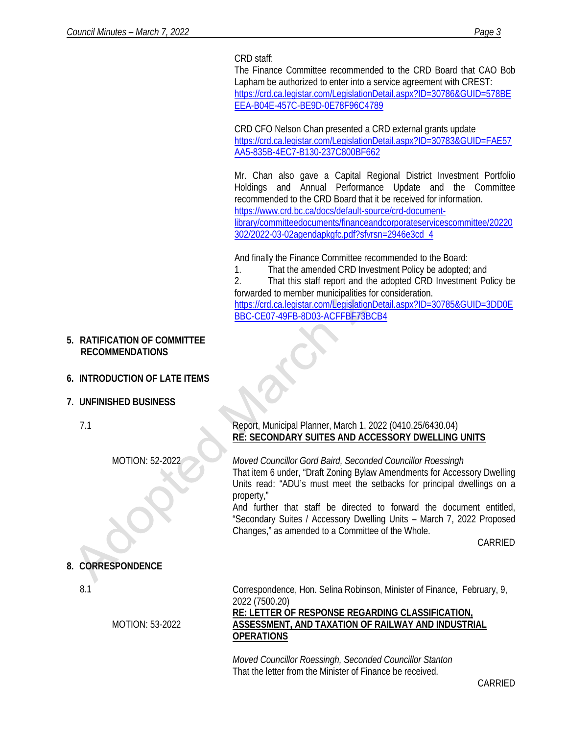CRD staff:
The Finance Committee recommended to the CRD Board that CAO Bob Lapham be authorized to enter into a service agreement with CREST:
https://crd.ca.legistar.com/LegislationDetail.aspx?ID=30786&GUID=578BEEEA-B04E-457C-BE9D-0E78F96C4789

CRD CFO Nelson Chan presented a CRD external grants update
https://crd.ca.legistar.com/LegislationDetail.aspx?ID=30783&GUID=FAE57AA5-835B-4EC7-B130-237C800BF662

Mr. Chan also gave a Capital Regional District Investment Portfolio Holdings and Annual Performance Update and the Committee recommended to the CRD Board that it be received for information.
https://www.crd.bc.ca/docs/default-source/crd-document-library/committeedocuments/financeandcorporateservicescommittee/20220302/2022-03-02agendapkgfc.pdf?sfvrsn=2946e3cd_4

And finally the Finance Committee recommended to the Board:
1. That the amended CRD Investment Policy be adopted; and
2. That this staff report and the adopted CRD Investment Policy be forwarded to member municipalities for consideration.
https://crd.ca.legistar.com/LegislationDetail.aspx?ID=30785&GUID=3DD0EBBC-CE07-49FB-8D03-ACFFBF73BCB4

## 5. RATIFICATION OF COMMITTEE RECOMMENDATIONS

## 6. INTRODUCTION OF LATE ITEMS

## 7. UNFINISHED BUSINESS

7.1 Report, Municipal Planner, March 1, 2022 (0410.25/6430.04)
**RE: SECONDARY SUITES AND ACCESSORY DWELLING UNITS**

MOTION: 52-2022

*Moved Councillor Gord Baird, Seconded Councillor Roessingh*
That item 6 under, "Draft Zoning Bylaw Amendments for Accessory Dwelling Units read: "ADU's must meet the setbacks for principal dwellings on a property,"
And further that staff be directed to forward the document entitled, "Secondary Suites / Accessory Dwelling Units – March 7, 2022 Proposed Changes," as amended to a Committee of the Whole.

CARRIED

## 8. CORRESPONDENCE

8.1 Correspondence, Hon. Selina Robinson, Minister of Finance, February, 9, 2022 (7500.20)
**RE: LETTER OF RESPONSE REGARDING CLASSIFICATION, ASSESSMENT, AND TAXATION OF RAILWAY AND INDUSTRIAL OPERATIONS**

MOTION: 53-2022

*Moved Councillor Roessingh, Seconded Councillor Stanton*
That the letter from the Minister of Finance be received.

CARRIED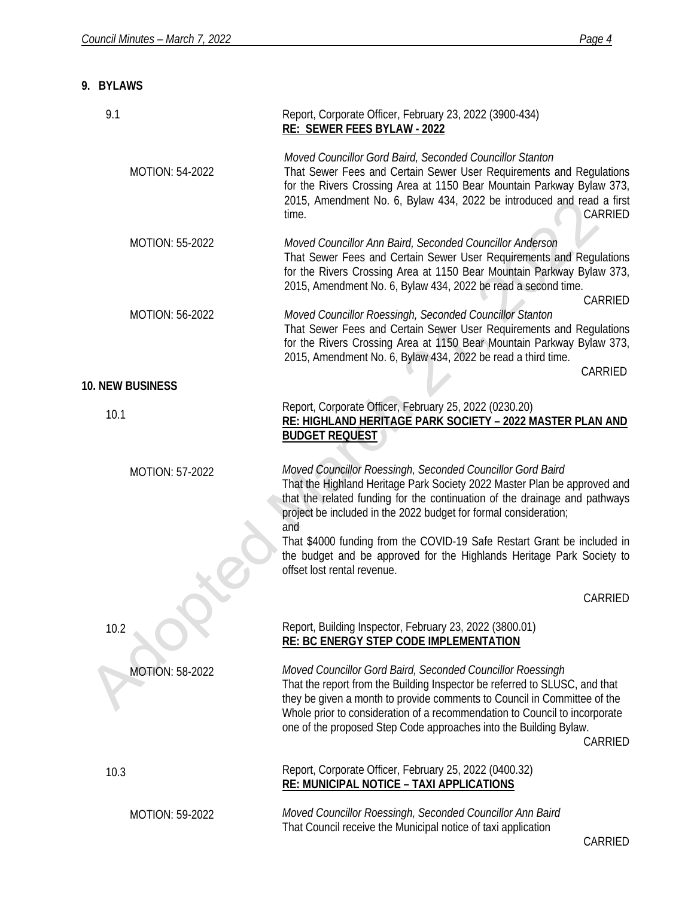## 9. BYLAWS

9.1 Report, Corporate Officer, February 23, 2022 (3900-434)
**RE: SEWER FEES BYLAW - 2022**

MOTION: 54-2022

*Moved Councillor Gord Baird, Seconded Councillor Stanton*
That Sewer Fees and Certain Sewer User Requirements and Regulations for the Rivers Crossing Area at 1150 Bear Mountain Parkway Bylaw 373, 2015, Amendment No. 6, Bylaw 434, 2022 be introduced and read a first time.
CARRIED

MOTION: 55-2022

*Moved Councillor Ann Baird, Seconded Councillor Anderson*
That Sewer Fees and Certain Sewer User Requirements and Regulations for the Rivers Crossing Area at 1150 Bear Mountain Parkway Bylaw 373, 2015, Amendment No. 6, Bylaw 434, 2022 be read a second time.
CARRIED

MOTION: 56-2022

*Moved Councillor Roessingh, Seconded Councillor Stanton*
That Sewer Fees and Certain Sewer User Requirements and Regulations for the Rivers Crossing Area at 1150 Bear Mountain Parkway Bylaw 373, 2015, Amendment No. 6, Bylaw 434, 2022 be read a third time.
CARRIED

## 10. NEW BUSINESS

10.1 Report, Corporate Officer, February 25, 2022 (0230.20)
**RE: HIGHLAND HERITAGE PARK SOCIETY – 2022 MASTER PLAN AND BUDGET REQUEST**

MOTION: 57-2022

*Moved Councillor Roessingh, Seconded Councillor Gord Baird*
That the Highland Heritage Park Society 2022 Master Plan be approved and that the related funding for the continuation of the drainage and pathways project be included in the 2022 budget for formal consideration;
and
That $4000 funding from the COVID-19 Safe Restart Grant be included in the budget and be approved for the Highlands Heritage Park Society to offset lost rental revenue.

CARRIED

10.2 Report, Building Inspector, February 23, 2022 (3800.01)
**RE: BC ENERGY STEP CODE IMPLEMENTATION**

MOTION: 58-2022

*Moved Councillor Gord Baird, Seconded Councillor Roessingh*
That the report from the Building Inspector be referred to SLUSC, and that they be given a month to provide comments to Council in Committee of the Whole prior to consideration of a recommendation to Council to incorporate one of the proposed Step Code approaches into the Building Bylaw.
CARRIED

10.3 Report, Corporate Officer, February 25, 2022 (0400.32)
**RE: MUNICIPAL NOTICE – TAXI APPLICATIONS**

MOTION: 59-2022

*Moved Councillor Roessingh, Seconded Councillor Ann Baird*
That Council receive the Municipal notice of taxi application
CARRIED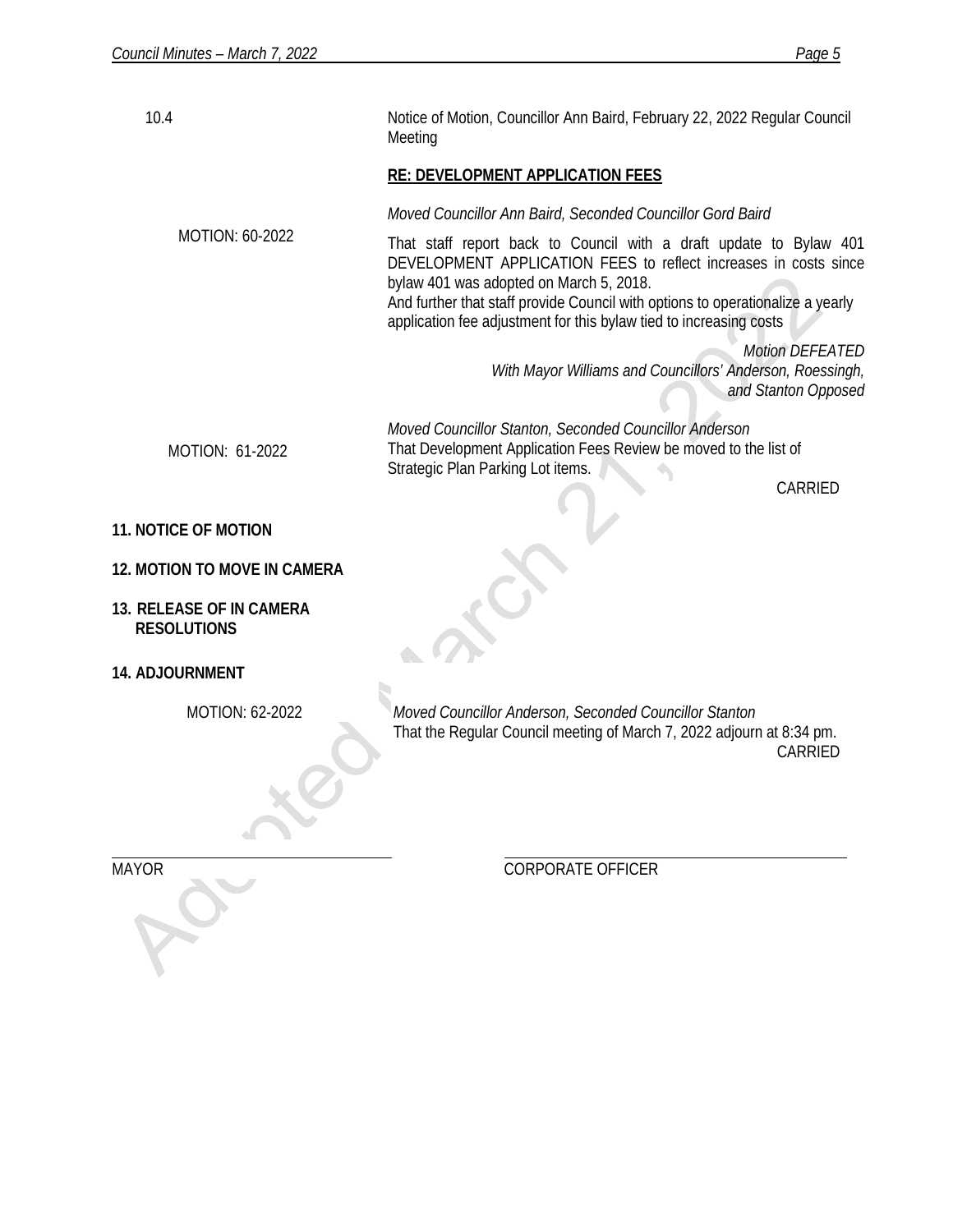10.4 Notice of Motion, Councillor Ann Baird, February 22, 2022 Regular Council Meeting

**RE: DEVELOPMENT APPLICATION FEES**

*Moved Councillor Ann Baird, Seconded Councillor Gord Baird*

MOTION: 60-2022

That staff report back to Council with a draft update to Bylaw 401 DEVELOPMENT APPLICATION FEES to reflect increases in costs since bylaw 401 was adopted on March 5, 2018.
And further that staff provide Council with options to operationalize a yearly application fee adjustment for this bylaw tied to increasing costs

*Motion DEFEATED*
*With Mayor Williams and Councillors' Anderson, Roessingh, and Stanton Opposed*

MOTION: 61-2022

*Moved Councillor Stanton, Seconded Councillor Anderson*
That Development Application Fees Review be moved to the list of Strategic Plan Parking Lot items.

CARRIED

**11. NOTICE OF MOTION**

**12. MOTION TO MOVE IN CAMERA**

**13. RELEASE OF IN CAMERA RESOLUTIONS**

**14. ADJOURNMENT**

MOTION: 62-2022

*Moved Councillor Anderson, Seconded Councillor Stanton*
That the Regular Council meeting of March 7, 2022 adjourn at 8:34 pm.

CARRIED

MAYOR

CORPORATE OFFICER